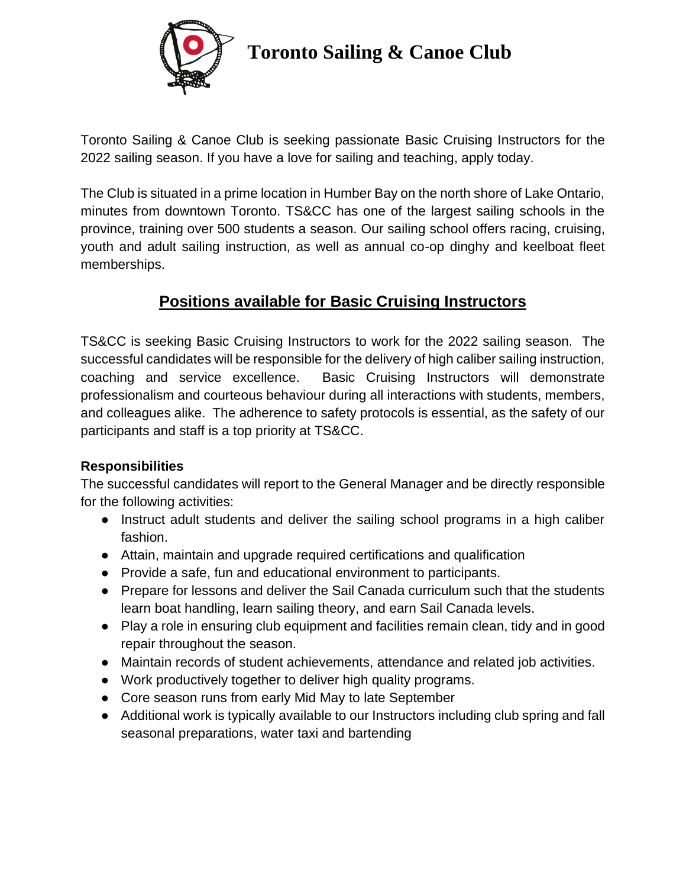# Toronto Sailing & Canoe Club

Toronto Sailing & Canoe Club is seeking passionate Basic Cruising Instructors for the 2022 sailing season. If you have a love for sailing and teaching, apply today.

The Club is situated in a prime location in Humber Bay on the north shore of Lake Ontario, minutes from downtown Toronto. TS&CC has one of the largest sailing schools in the province, training over 500 students a season. Our sailing school offers racing, cruising, youth and adult sailing instruction, as well as annual co-op dinghy and keelboat fleet memberships.

## Positions available for Basic Cruising Instructors

TS&CC is seeking Basic Cruising Instructors to work for the 2022 sailing season. The successful candidates will be responsible for the delivery of high caliber sailing instruction, coaching and service excellence. Basic Cruising Instructors will demonstrate professionalism and courteous behaviour during all interactions with students, members, and colleagues alike. The adherence to safety protocols is essential, as the safety of our participants and staff is a top priority at TS&CC.

**Responsibilities**

The successful candidates will report to the General Manager and be directly responsible for the following activities:

- Instruct adult students and deliver the sailing school programs in a high caliber fashion.
- Attain, maintain and upgrade required certifications and qualification
- Provide a safe, fun and educational environment to participants.
- Prepare for lessons and deliver the Sail Canada curriculum such that the students learn boat handling, learn sailing theory, and earn Sail Canada levels.
- Play a role in ensuring club equipment and facilities remain clean, tidy and in good repair throughout the season.
- Maintain records of student achievements, attendance and related job activities.
- Work productively together to deliver high quality programs.
- Core season runs from early Mid May to late September
- Additional work is typically available to our Instructors including club spring and fall seasonal preparations, water taxi and bartending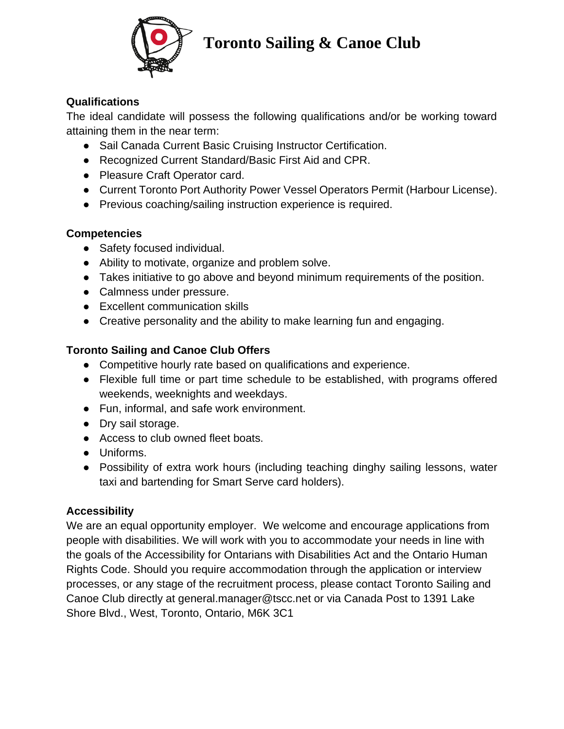**Toronto Sailing & Canoe Club**

**Qualifications**

The ideal candidate will possess the following qualifications and/or be working toward attaining them in the near term:

- Sail Canada Current Basic Cruising Instructor Certification.
- Recognized Current Standard/Basic First Aid and CPR.
- Pleasure Craft Operator card.
- Current Toronto Port Authority Power Vessel Operators Permit (Harbour License).
- Previous coaching/sailing instruction experience is required.

**Competencies**

- Safety focused individual.
- Ability to motivate, organize and problem solve.
- Takes initiative to go above and beyond minimum requirements of the position.
- Calmness under pressure.
- Excellent communication skills
- Creative personality and the ability to make learning fun and engaging.

**Toronto Sailing and Canoe Club Offers**

- Competitive hourly rate based on qualifications and experience.
- Flexible full time or part time schedule to be established, with programs offered weekends, weeknights and weekdays.
- Fun, informal, and safe work environment.
- Dry sail storage.
- Access to club owned fleet boats.
- Uniforms.
- Possibility of extra work hours (including teaching dinghy sailing lessons, water taxi and bartending for Smart Serve card holders).

**Accessibility**

We are an equal opportunity employer. We welcome and encourage applications from people with disabilities. We will work with you to accommodate your needs in line with the goals of the Accessibility for Ontarians with Disabilities Act and the Ontario Human Rights Code. Should you require accommodation through the application or interview processes, or any stage of the recruitment process, please contact Toronto Sailing and Canoe Club directly at general.manager@tscc.net or via Canada Post to 1391 Lake Shore Blvd., West, Toronto, Ontario, M6K 3C1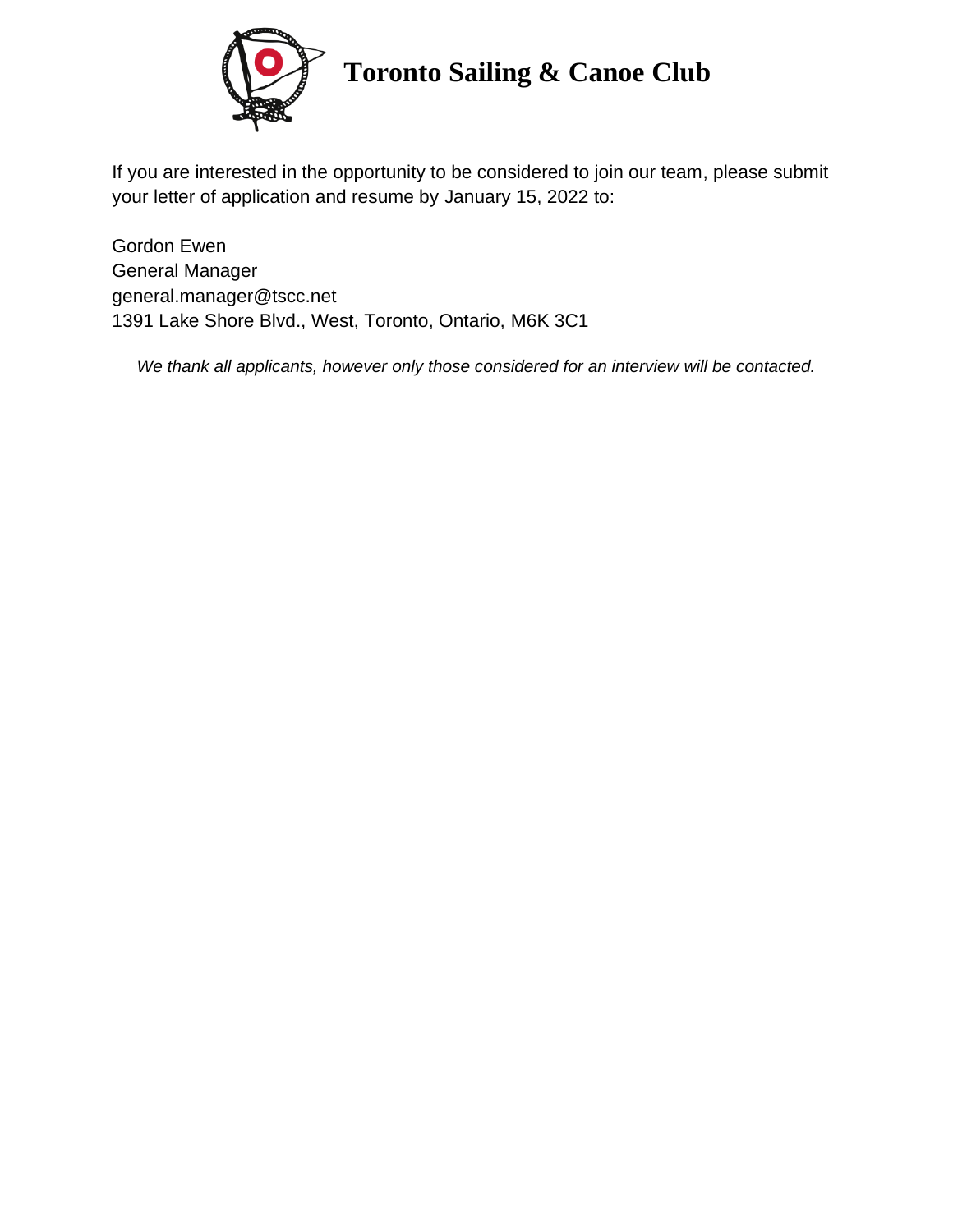# Toronto Sailing & Canoe Club

If you are interested in the opportunity to be considered to join our team, please submit your letter of application and resume by January 15, 2022 to:

Gordon Ewen
General Manager
general.manager@tscc.net
1391 Lake Shore Blvd., West, Toronto, Ontario, M6K 3C1

*We thank all applicants, however only those considered for an interview will be contacted.*